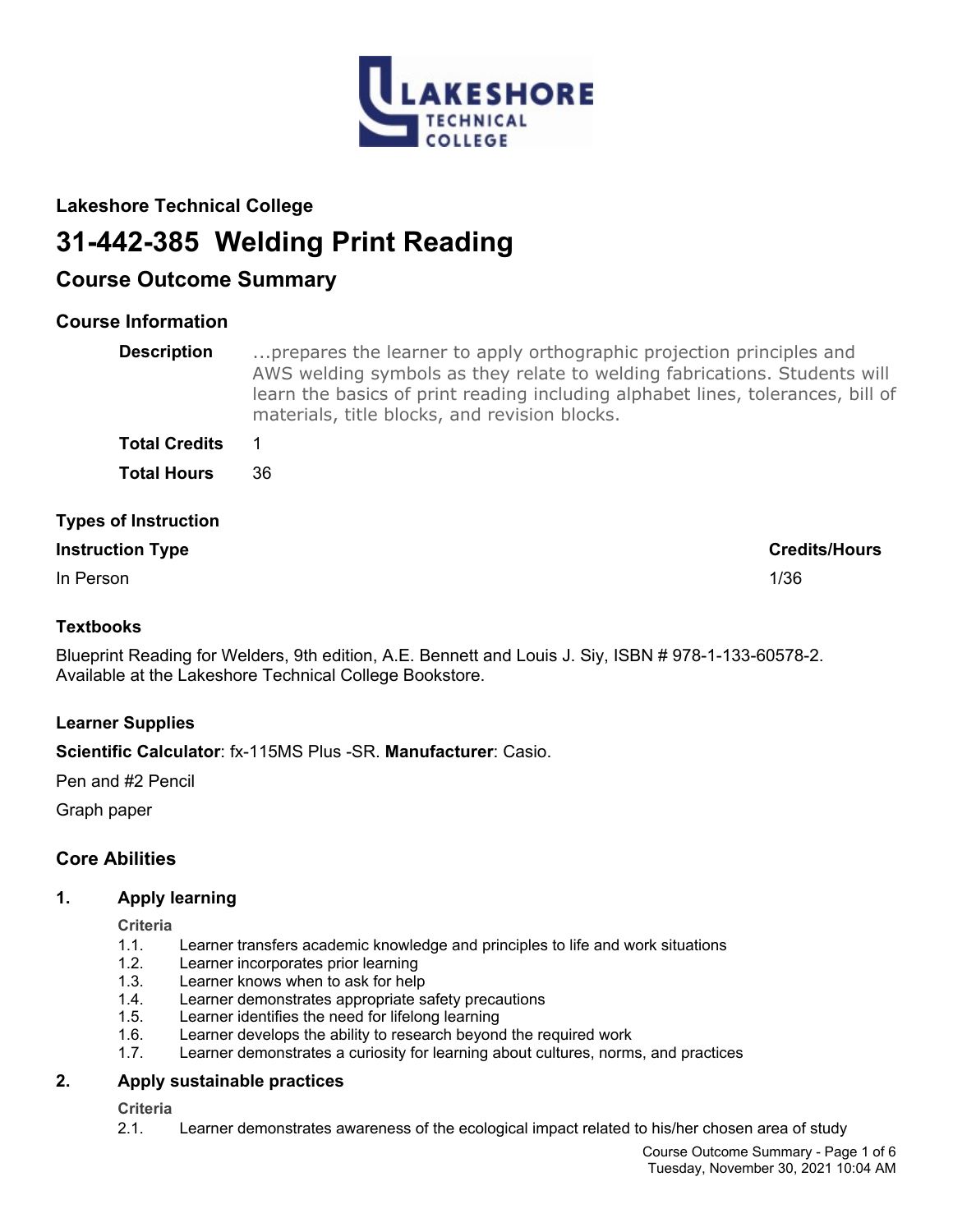## Lakeshore Technical College

# 31-442-385 Welding Print Reading

## Course Outcome Summary

### Course Information

**Description** ...prepares the learner to apply orthographic projection principles and AWS welding symbols as they relate to welding fabrications. Students will learn the basics of print reading including alphabet lines, tolerances, bill of materials, title blocks, and revision blocks.

**Total Credits** 1

**Total Hours** 36

### Types of Instruction

| Instruction Type | Credits/Hours |
|---|---|
| In Person | 1/36 |

### Textbooks

Blueprint Reading for Welders, 9th edition, A.E. Bennett and Louis J. Siy, ISBN # 978-1-133-60578-2. Available at the Lakeshore Technical College Bookstore.

### Learner Supplies

**Scientific Calculator**: fx-115MS Plus -SR. **Manufacturer**: Casio.

Pen and #2 Pencil

Graph paper

## Core Abilities

### 1. Apply learning

**Criteria**

1.1. Learner transfers academic knowledge and principles to life and work situations
1.2. Learner incorporates prior learning
1.3. Learner knows when to ask for help
1.4. Learner demonstrates appropriate safety precautions
1.5. Learner identifies the need for lifelong learning
1.6. Learner develops the ability to research beyond the required work
1.7. Learner demonstrates a curiosity for learning about cultures, norms, and practices

### 2. Apply sustainable practices

**Criteria**

2.1. Learner demonstrates awareness of the ecological impact related to his/her chosen area of study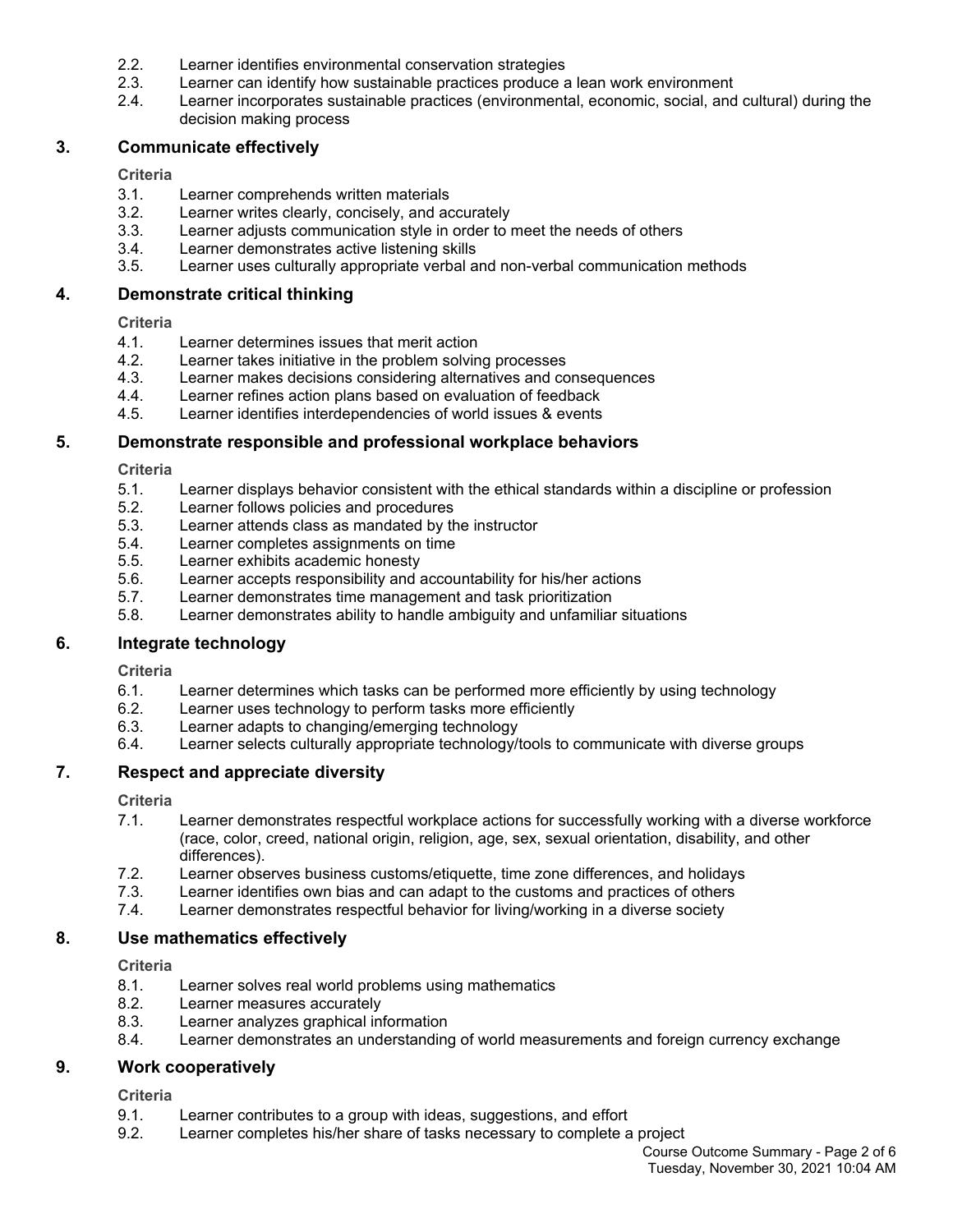2.2. Learner identifies environmental conservation strategies
2.3. Learner can identify how sustainable practices produce a lean work environment
2.4. Learner incorporates sustainable practices (environmental, economic, social, and cultural) during the decision making process

### 3. Communicate effectively

**Criteria**

3.1. Learner comprehends written materials
3.2. Learner writes clearly, concisely, and accurately
3.3. Learner adjusts communication style in order to meet the needs of others
3.4. Learner demonstrates active listening skills
3.5. Learner uses culturally appropriate verbal and non-verbal communication methods

### 4. Demonstrate critical thinking

**Criteria**

4.1. Learner determines issues that merit action
4.2. Learner takes initiative in the problem solving processes
4.3. Learner makes decisions considering alternatives and consequences
4.4. Learner refines action plans based on evaluation of feedback
4.5. Learner identifies interdependencies of world issues & events

### 5. Demonstrate responsible and professional workplace behaviors

**Criteria**

5.1. Learner displays behavior consistent with the ethical standards within a discipline or profession
5.2. Learner follows policies and procedures
5.3. Learner attends class as mandated by the instructor
5.4. Learner completes assignments on time
5.5. Learner exhibits academic honesty
5.6. Learner accepts responsibility and accountability for his/her actions
5.7. Learner demonstrates time management and task prioritization
5.8. Learner demonstrates ability to handle ambiguity and unfamiliar situations

### 6. Integrate technology

**Criteria**

6.1. Learner determines which tasks can be performed more efficiently by using technology
6.2. Learner uses technology to perform tasks more efficiently
6.3. Learner adapts to changing/emerging technology
6.4. Learner selects culturally appropriate technology/tools to communicate with diverse groups

### 7. Respect and appreciate diversity

**Criteria**

7.1. Learner demonstrates respectful workplace actions for successfully working with a diverse workforce (race, color, creed, national origin, religion, age, sex, sexual orientation, disability, and other differences).
7.2. Learner observes business customs/etiquette, time zone differences, and holidays
7.3. Learner identifies own bias and can adapt to the customs and practices of others
7.4. Learner demonstrates respectful behavior for living/working in a diverse society

### 8. Use mathematics effectively

**Criteria**

8.1. Learner solves real world problems using mathematics
8.2. Learner measures accurately
8.3. Learner analyzes graphical information
8.4. Learner demonstrates an understanding of world measurements and foreign currency exchange

### 9. Work cooperatively

**Criteria**

9.1. Learner contributes to a group with ideas, suggestions, and effort
9.2. Learner completes his/her share of tasks necessary to complete a project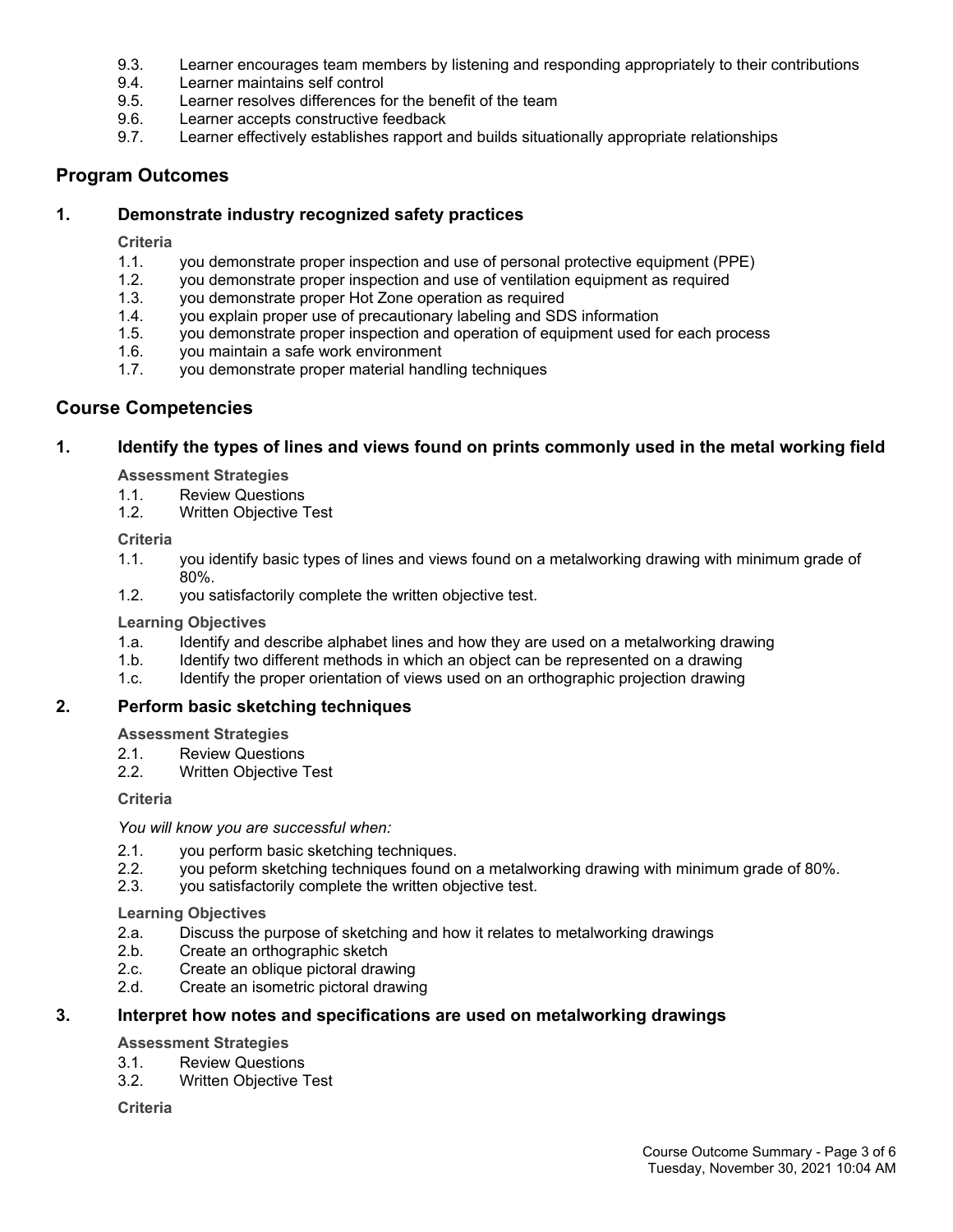9.3. Learner encourages team members by listening and responding appropriately to their contributions
9.4. Learner maintains self control
9.5. Learner resolves differences for the benefit of the team
9.6. Learner accepts constructive feedback
9.7. Learner effectively establishes rapport and builds situationally appropriate relationships

## Program Outcomes

### 1. Demonstrate industry recognized safety practices

**Criteria**

1.1. you demonstrate proper inspection and use of personal protective equipment (PPE)
1.2. you demonstrate proper inspection and use of ventilation equipment as required
1.3. you demonstrate proper Hot Zone operation as required
1.4. you explain proper use of precautionary labeling and SDS information
1.5. you demonstrate proper inspection and operation of equipment used for each process
1.6. you maintain a safe work environment
1.7. you demonstrate proper material handling techniques

## Course Competencies

### 1. Identify the types of lines and views found on prints commonly used in the metal working field

**Assessment Strategies**

1.1. Review Questions
1.2. Written Objective Test

**Criteria**

1.1. you identify basic types of lines and views found on a metalworking drawing with minimum grade of 80%.
1.2. you satisfactorily complete the written objective test.

**Learning Objectives**

1.a. Identify and describe alphabet lines and how they are used on a metalworking drawing
1.b. Identify two different methods in which an object can be represented on a drawing
1.c. Identify the proper orientation of views used on an orthographic projection drawing

### 2. Perform basic sketching techniques

**Assessment Strategies**

2.1. Review Questions
2.2. Written Objective Test

**Criteria**

*You will know you are successful when:*

2.1. you perform basic sketching techniques.
2.2. you peform sketching techniques found on a metalworking drawing with minimum grade of 80%.
2.3. you satisfactorily complete the written objective test.

**Learning Objectives**

2.a. Discuss the purpose of sketching and how it relates to metalworking drawings
2.b. Create an orthographic sketch
2.c. Create an oblique pictoral drawing
2.d. Create an isometric pictoral drawing

### 3. Interpret how notes and specifications are used on metalworking drawings

**Assessment Strategies**

3.1. Review Questions
3.2. Written Objective Test

**Criteria**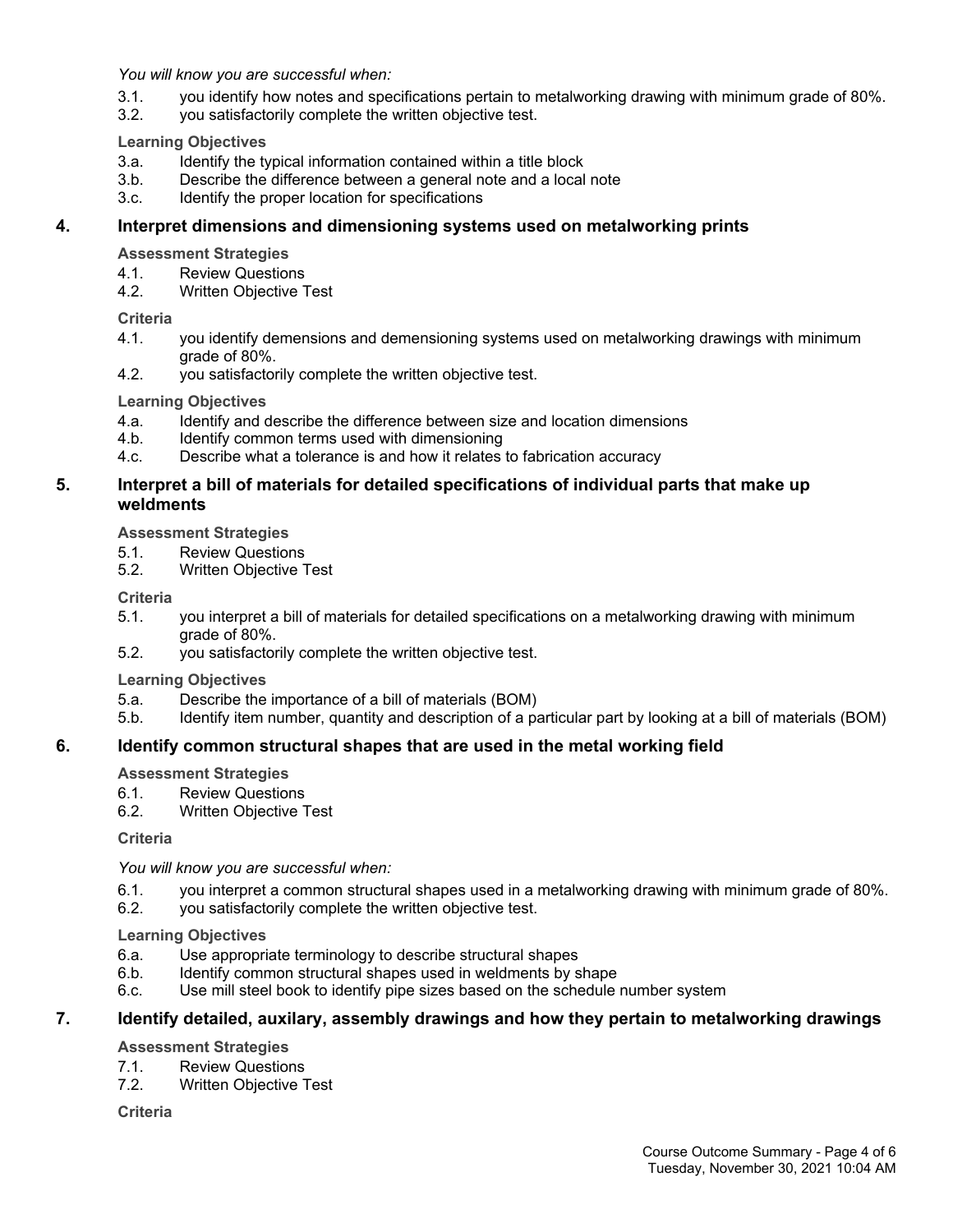*You will know you are successful when:*

3.1. you identify how notes and specifications pertain to metalworking drawing with minimum grade of 80%.
3.2. you satisfactorily complete the written objective test.

**Learning Objectives**

3.a. Identify the typical information contained within a title block
3.b. Describe the difference between a general note and a local note
3.c. Identify the proper location for specifications

## 4. Interpret dimensions and dimensioning systems used on metalworking prints

**Assessment Strategies**

4.1. Review Questions
4.2. Written Objective Test

**Criteria**

4.1. you identify demensions and demensioning systems used on metalworking drawings with minimum grade of 80%.
4.2. you satisfactorily complete the written objective test.

**Learning Objectives**

4.a. Identify and describe the difference between size and location dimensions
4.b. Identify common terms used with dimensioning
4.c. Describe what a tolerance is and how it relates to fabrication accuracy

## 5. Interpret a bill of materials for detailed specifications of individual parts that make up weldments

**Assessment Strategies**

5.1. Review Questions
5.2. Written Objective Test

**Criteria**

5.1. you interpret a bill of materials for detailed specifications on a metalworking drawing with minimum grade of 80%.
5.2. you satisfactorily complete the written objective test.

**Learning Objectives**

5.a. Describe the importance of a bill of materials (BOM)
5.b. Identify item number, quantity and description of a particular part by looking at a bill of materials (BOM)

## 6. Identify common structural shapes that are used in the metal working field

**Assessment Strategies**

6.1. Review Questions
6.2. Written Objective Test

**Criteria**

*You will know you are successful when:*

6.1. you interpret a common structural shapes used in a metalworking drawing with minimum grade of 80%.
6.2. you satisfactorily complete the written objective test.

**Learning Objectives**

6.a. Use appropriate terminology to describe structural shapes
6.b. Identify common structural shapes used in weldments by shape
6.c. Use mill steel book to identify pipe sizes based on the schedule number system

## 7. Identify detailed, auxilary, assembly drawings and how they pertain to metalworking drawings

**Assessment Strategies**

7.1. Review Questions
7.2. Written Objective Test

**Criteria**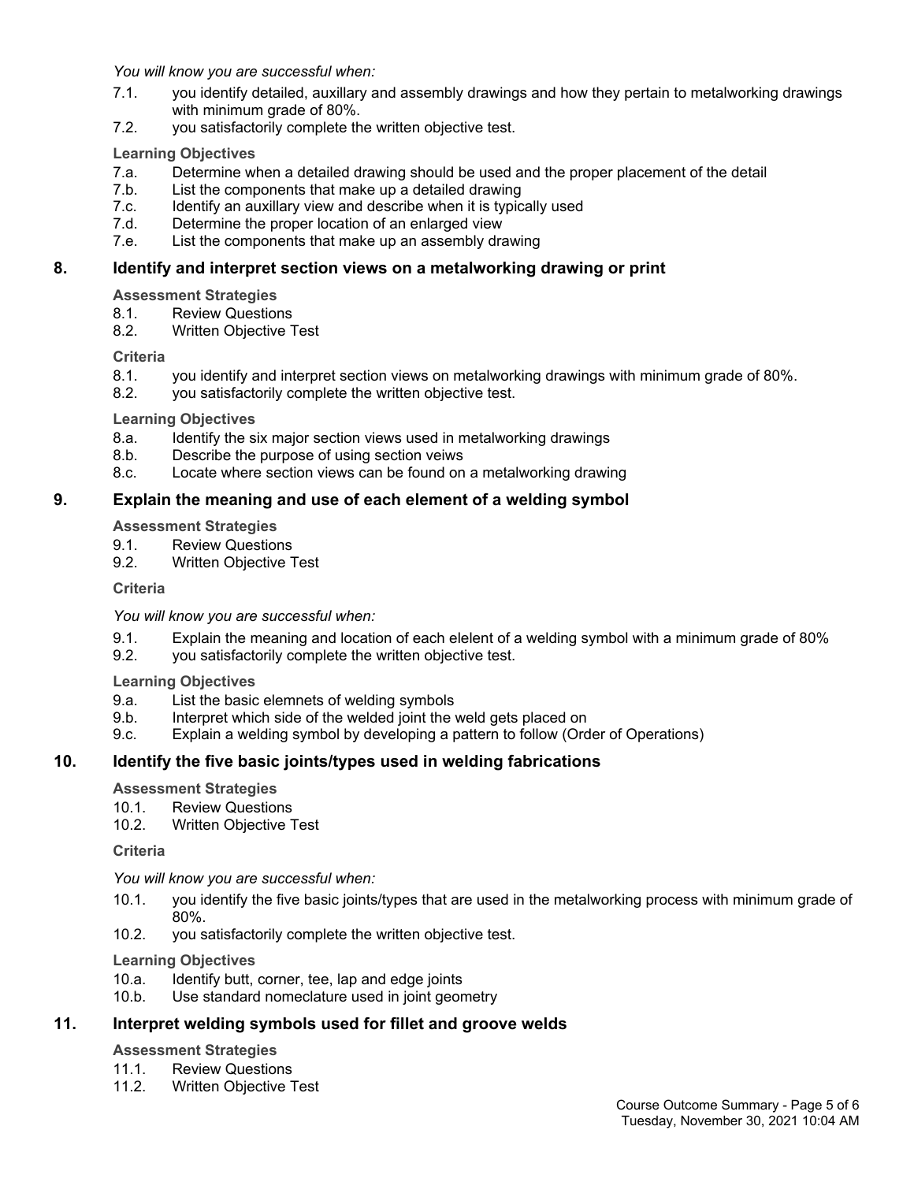*You will know you are successful when:*

7.1. you identify detailed, auxillary and assembly drawings and how they pertain to metalworking drawings with minimum grade of 80%.
7.2. you satisfactorily complete the written objective test.

**Learning Objectives**

7.a. Determine when a detailed drawing should be used and the proper placement of the detail
7.b. List the components that make up a detailed drawing
7.c. Identify an auxillary view and describe when it is typically used
7.d. Determine the proper location of an enlarged view
7.e. List the components that make up an assembly drawing

## 8. Identify and interpret section views on a metalworking drawing or print

**Assessment Strategies**

8.1. Review Questions
8.2. Written Objective Test

**Criteria**

8.1. you identify and interpret section views on metalworking drawings with minimum grade of 80%.
8.2. you satisfactorily complete the written objective test.

**Learning Objectives**

8.a. Identify the six major section views used in metalworking drawings
8.b. Describe the purpose of using section veiws
8.c. Locate where section views can be found on a metalworking drawing

## 9. Explain the meaning and use of each element of a welding symbol

**Assessment Strategies**

9.1. Review Questions
9.2. Written Objective Test

**Criteria**

*You will know you are successful when:*

9.1. Explain the meaning and location of each elelent of a welding symbol with a minimum grade of 80%
9.2. you satisfactorily complete the written objective test.

**Learning Objectives**

9.a. List the basic elemnets of welding symbols
9.b. Interpret which side of the welded joint the weld gets placed on
9.c. Explain a welding symbol by developing a pattern to follow (Order of Operations)

## 10. Identify the five basic joints/types used in welding fabrications

**Assessment Strategies**

10.1. Review Questions
10.2. Written Objective Test

**Criteria**

*You will know you are successful when:*

10.1. you identify the five basic joints/types that are used in the metalworking process with minimum grade of 80%.
10.2. you satisfactorily complete the written objective test.

**Learning Objectives**

10.a. Identify butt, corner, tee, lap and edge joints
10.b. Use standard nomeclature used in joint geometry

## 11. Interpret welding symbols used for fillet and groove welds

**Assessment Strategies**

11.1. Review Questions
11.2. Written Objective Test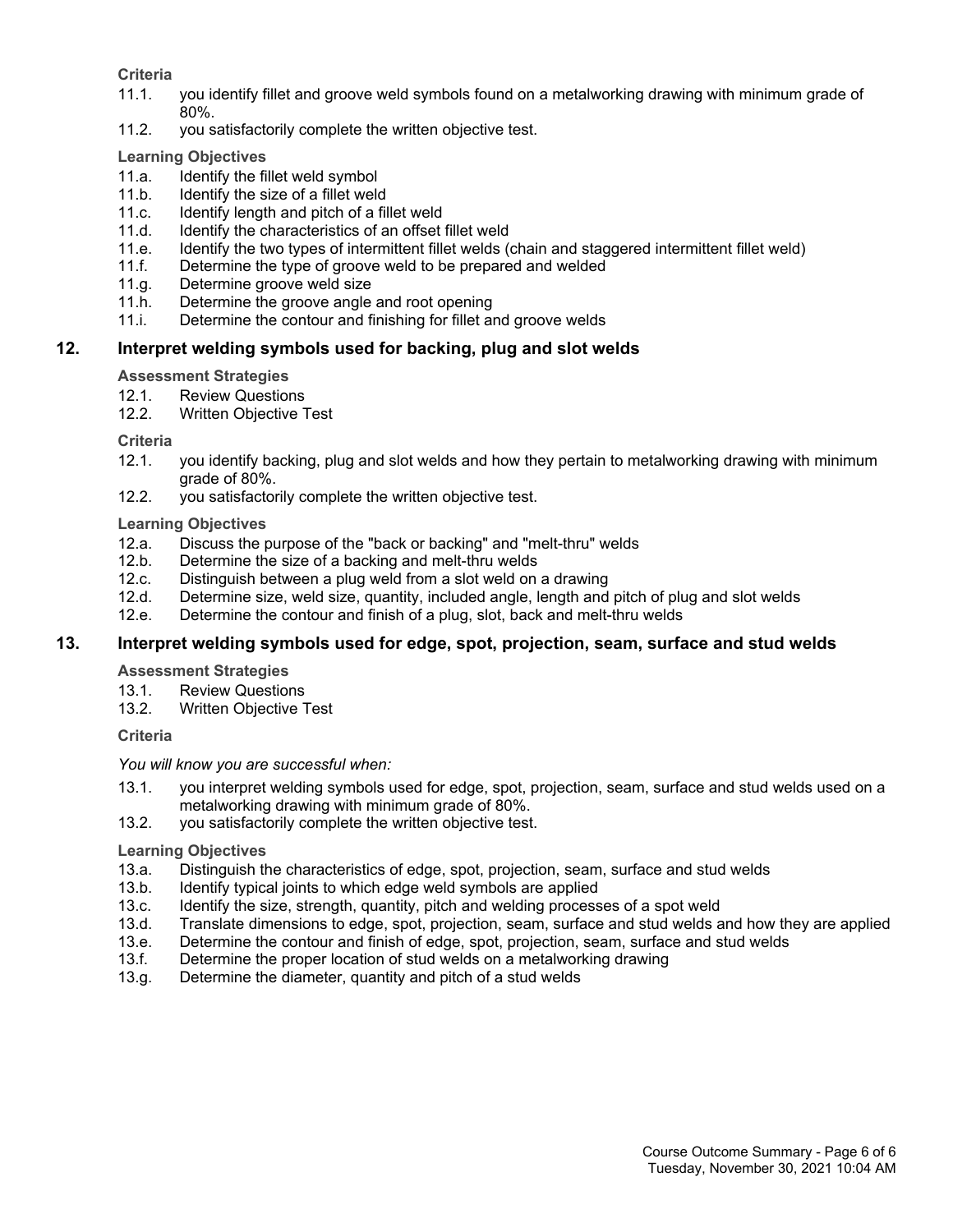**Criteria**

11.1. you identify fillet and groove weld symbols found on a metalworking drawing with minimum grade of 80%.
11.2. you satisfactorily complete the written objective test.

**Learning Objectives**

11.a. Identify the fillet weld symbol
11.b. Identify the size of a fillet weld
11.c. Identify length and pitch of a fillet weld
11.d. Identify the characteristics of an offset fillet weld
11.e. Identify the two types of intermittent fillet welds (chain and staggered intermittent fillet weld)
11.f. Determine the type of groove weld to be prepared and welded
11.g. Determine groove weld size
11.h. Determine the groove angle and root opening
11.i. Determine the contour and finishing for fillet and groove welds

## 12. Interpret welding symbols used for backing, plug and slot welds

**Assessment Strategies**

12.1. Review Questions
12.2. Written Objective Test

**Criteria**

12.1. you identify backing, plug and slot welds and how they pertain to metalworking drawing with minimum grade of 80%.
12.2. you satisfactorily complete the written objective test.

**Learning Objectives**

12.a. Discuss the purpose of the "back or backing" and "melt-thru" welds
12.b. Determine the size of a backing and melt-thru welds
12.c. Distinguish between a plug weld from a slot weld on a drawing
12.d. Determine size, weld size, quantity, included angle, length and pitch of plug and slot welds
12.e. Determine the contour and finish of a plug, slot, back and melt-thru welds

## 13. Interpret welding symbols used for edge, spot, projection, seam, surface and stud welds

**Assessment Strategies**

13.1. Review Questions
13.2. Written Objective Test

**Criteria**

*You will know you are successful when:*

13.1. you interpret welding symbols used for edge, spot, projection, seam, surface and stud welds used on a metalworking drawing with minimum grade of 80%.
13.2. you satisfactorily complete the written objective test.

**Learning Objectives**

13.a. Distinguish the characteristics of edge, spot, projection, seam, surface and stud welds
13.b. Identify typical joints to which edge weld symbols are applied
13.c. Identify the size, strength, quantity, pitch and welding processes of a spot weld
13.d. Translate dimensions to edge, spot, projection, seam, surface and stud welds and how they are applied
13.e. Determine the contour and finish of edge, spot, projection, seam, surface and stud welds
13.f. Determine the proper location of stud welds on a metalworking drawing
13.g. Determine the diameter, quantity and pitch of a stud welds